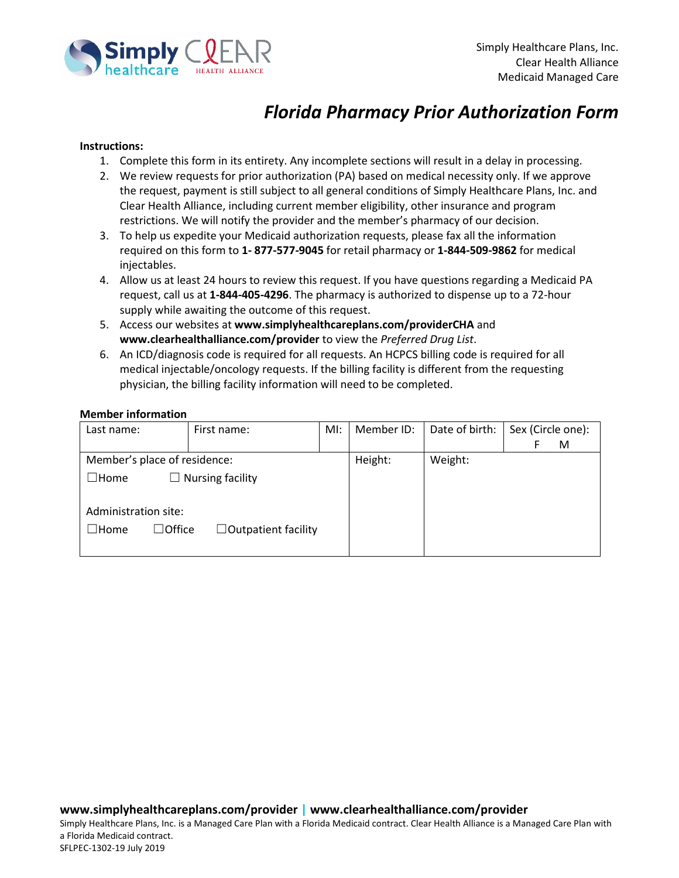Simply Healthcare Plans, Inc.
Clear Health Alliance
Medicaid Managed Care

# *Florida Pharmacy Prior Authorization Form*

**Instructions:**

1. Complete this form in its entirety. Any incomplete sections will result in a delay in processing.
2. We review requests for prior authorization (PA) based on medical necessity only. If we approve the request, payment is still subject to all general conditions of Simply Healthcare Plans, Inc. and Clear Health Alliance, including current member eligibility, other insurance and program restrictions. We will notify the provider and the member's pharmacy of our decision.
3. To help us expedite your Medicaid authorization requests, please fax all the information required on this form to **1- 877-577-9045** for retail pharmacy or **1-844-509-9862** for medical injectables.
4. Allow us at least 24 hours to review this request. If you have questions regarding a Medicaid PA request, call us at **1-844-405-4296**. The pharmacy is authorized to dispense up to a 72-hour supply while awaiting the outcome of this request.
5. Access our websites at **www.simplyhealthcareplans.com/providerCHA** and **www.clearhealthalliance.com/provider** to view the *Preferred Drug List*.
6. An ICD/diagnosis code is required for all requests. An HCPCS billing code is required for all medical injectable/oncology requests. If the billing facility is different from the requesting physician, the billing facility information will need to be completed.

**Member information**

| Last name: | First name: | MI: | Member ID: | Date of birth: | Sex (Circle one): F M |
|---|---|---|---|---|---|
| Member's place of residence: ☐Home ☐ Nursing facility<br><br>Administration site: ☐Home ☐Office ☐Outpatient facility | | | Height: | Weight: | |

**www.simplyhealthcareplans.com/provider | www.clearhealthalliance.com/provider**

Simply Healthcare Plans, Inc. is a Managed Care Plan with a Florida Medicaid contract. Clear Health Alliance is a Managed Care Plan with a Florida Medicaid contract.
SFLPEC-1302-19 July 2019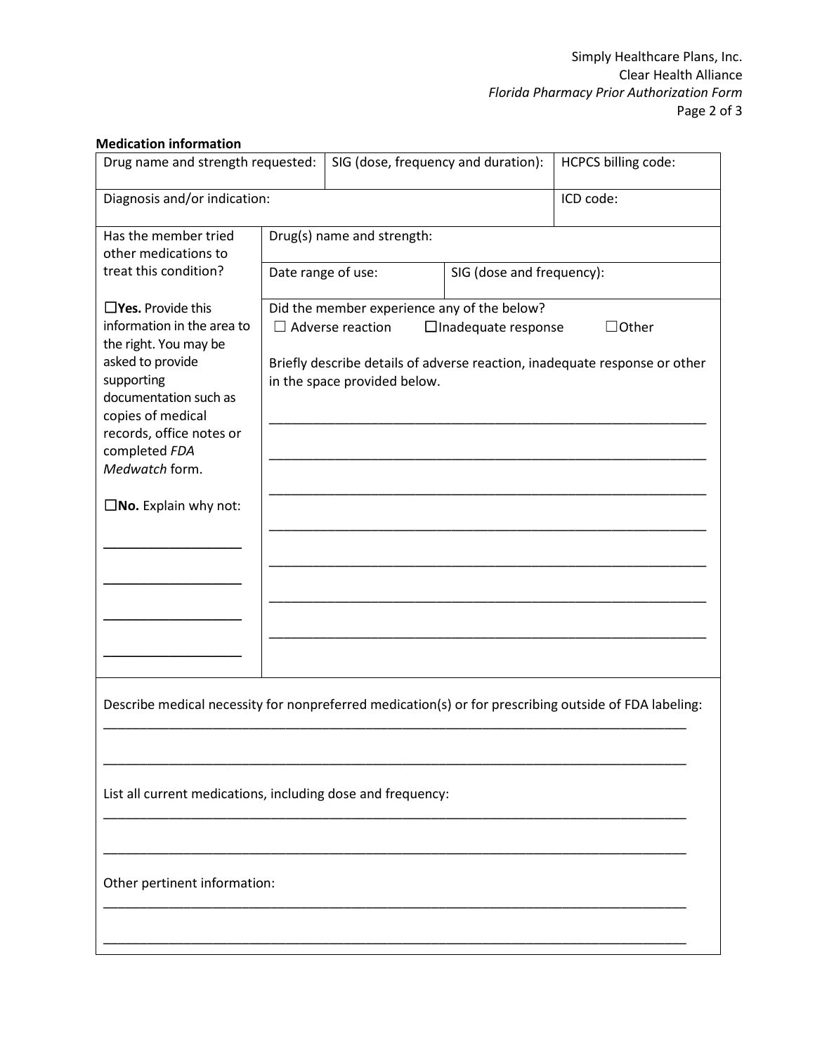**Medication information**

| Drug name and strength requested: | SIG (dose, frequency and duration): | HCPCS billing code: |
|---|---|---|
| Diagnosis and/or indication: | | ICD code: |

| Has the member tried other medications to treat this condition? | Drug(s) name and strength: | |
|---|---|---|
| | Date range of use: | SIG (dose and frequency): |
| ☐**Yes.** Provide this information in the area to the right. You may be asked to provide supporting documentation such as copies of medical records, office notes or completed *FDA Medwatch* form.<br><br>☐**No.** Explain why not:<br>____________________<br>____________________<br>____________________<br>____________________ | Did the member experience any of the below?<br>☐ Adverse reaction ☐Inadequate response ☐Other<br><br>Briefly describe details of adverse reaction, inadequate response or other in the space provided below.<br>____________________________________________<br>____________________________________________<br>____________________________________________<br>____________________________________________<br>____________________________________________<br>____________________________________________<br>____________________________________________ | |

Describe medical necessity for nonpreferred medication(s) or for prescribing outside of FDA labeling:

________________________________________________________________________________

________________________________________________________________________________

List all current medications, including dose and frequency:

________________________________________________________________________________

________________________________________________________________________________

Other pertinent information:

________________________________________________________________________________

________________________________________________________________________________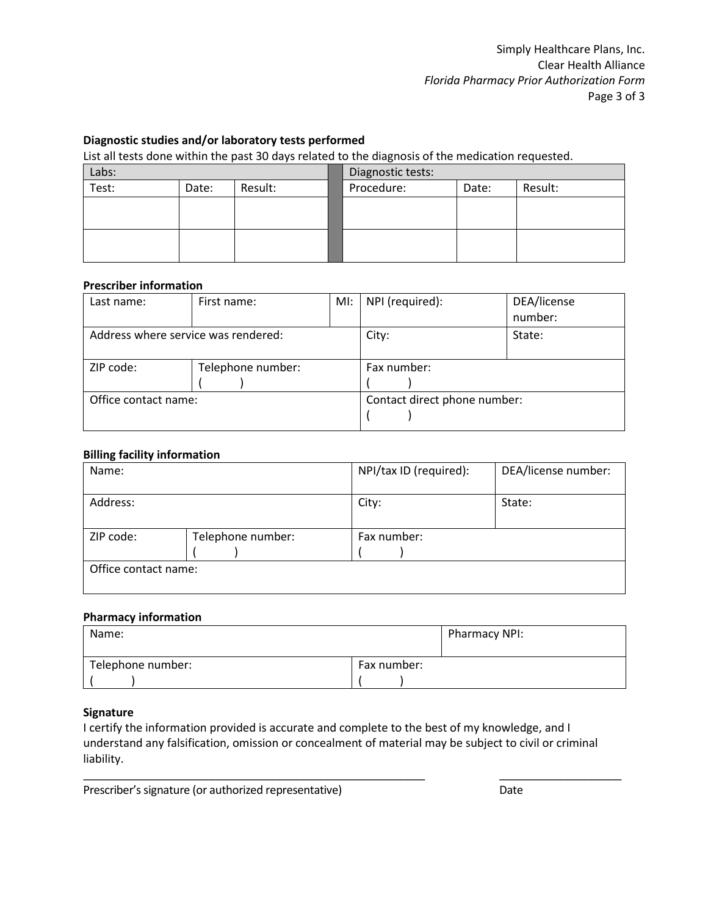**Diagnostic studies and/or laboratory tests performed**

List all tests done within the past 30 days related to the diagnosis of the medication requested.

| Labs: | | | | Diagnostic tests: | | |
|---|---|---|---|---|---|---|
| Test: | Date: | Result: | | Procedure: | Date: | Result: |
| | | | | | | |
| | | | | | | |

**Prescriber information**

| Last name: | First name: | MI: | NPI (required): | DEA/license number: |
|---|---|---|---|---|
| Address where service was rendered: | | | City: | State: |
| ZIP code: | Telephone number: ( ) | | Fax number: ( ) | |
| Office contact name: | | | Contact direct phone number: ( ) | |

**Billing facility information**

| Name: | | NPI/tax ID (required): | DEA/license number: |
|---|---|---|---|
| Address: | | City: | State: |
| ZIP code: | Telephone number: ( ) | Fax number: ( ) | |
| Office contact name: | | | |

**Pharmacy information**

| Name: | | Pharmacy NPI: |
|---|---|---|
| Telephone number: ( ) | Fax number: ( ) | |

**Signature**

I certify the information provided is accurate and complete to the best of my knowledge, and I understand any falsification, omission or concealment of material may be subject to civil or criminal liability.

\_\_\_\_\_\_\_\_\_\_\_\_\_\_\_\_\_\_\_\_\_\_\_\_\_\_\_\_\_\_\_\_\_\_\_\_\_\_\_\_\_\_\_\_\_\_\_\_\_\_\_\_\_\_\_\_ \_\_\_\_\_\_\_\_\_\_\_\_\_\_\_\_\_\_\_\_

Prescriber's signature (or authorized representative) Date